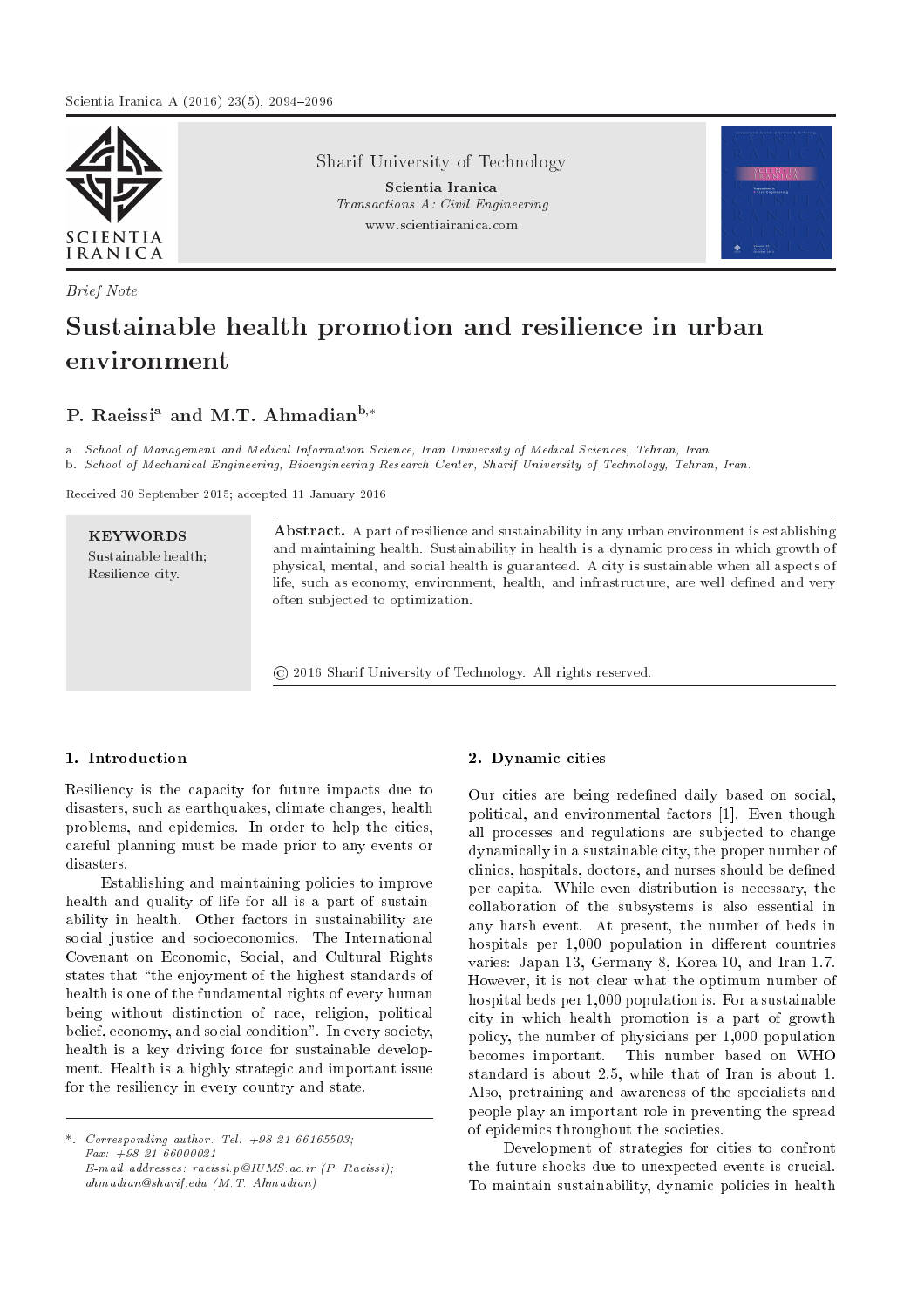*Brief Note*

# Sustainable health promotion and resilience in urban environment

**P. Raeissi[a] and M.T. Ahmadian[b,*]**

a. *School of Management and Medical Information Science, Iran University of Medical Sciences, Tehran, Iran.*
b. *School of Mechanical Engineering, Bioengineering Research Center, Sharif University of Technology, Tehran, Iran.*

Received 30 September 2015; accepted 11 January 2016

**KEYWORDS**
Sustainable health;
Resilience city.

**Abstract.** A part of resilience and sustainability in any urban environment is establishing and maintaining health. Sustainability in health is a dynamic process in which growth of physical, mental, and social health is guaranteed. A city is sustainable when all aspects of life, such as economy, environment, health, and infrastructure, are well defined and very often subjected to optimization.

© 2016 Sharif University of Technology. All rights reserved.

## 1. Introduction

Resiliency is the capacity for future impacts due to disasters, such as earthquakes, climate changes, health problems, and epidemics. In order to help the cities, careful planning must be made prior to any events or disasters.

Establishing and maintaining policies to improve health and quality of life for all is a part of sustainability in health. Other factors in sustainability are social justice and socioeconomics. The International Covenant on Economic, Social, and Cultural Rights states that "the enjoyment of the highest standards of health is one of the fundamental rights of every human being without distinction of race, religion, political belief, economy, and social condition". In every society, health is a key driving force for sustainable development. Health is a highly strategic and important issue for the resiliency in every country and state.

## 2. Dynamic cities

Our cities are being redefined daily based on social, political, and environmental factors [1]. Even though all processes and regulations are subjected to change dynamically in a sustainable city, the proper number of clinics, hospitals, doctors, and nurses should be defined per capita. While even distribution is necessary, the collaboration of the subsystems is also essential in any harsh event. At present, the number of beds in hospitals per 1,000 population in different countries varies: Japan 13, Germany 8, Korea 10, and Iran 1.7. However, it is not clear what the optimum number of hospital beds per 1,000 population is. For a sustainable city in which health promotion is a part of growth policy, the number of physicians per 1,000 population becomes important. This number based on WHO standard is about 2.5, while that of Iran is about 1. Also, pretraining and awareness of the specialists and people play an important role in preventing the spread of epidemics throughout the societies.

Development of strategies for cities to confront the future shocks due to unexpected events is crucial. To maintain sustainability, dynamic policies in health

---

*. *Corresponding author. Tel: +98 21 66165503; Fax: +98 21 66000021*
*E-mail addresses: raeissi.p@IUMS.ac.ir (P. Raeissi); ahmadian@sharif.edu (M.T. Ahmadian)*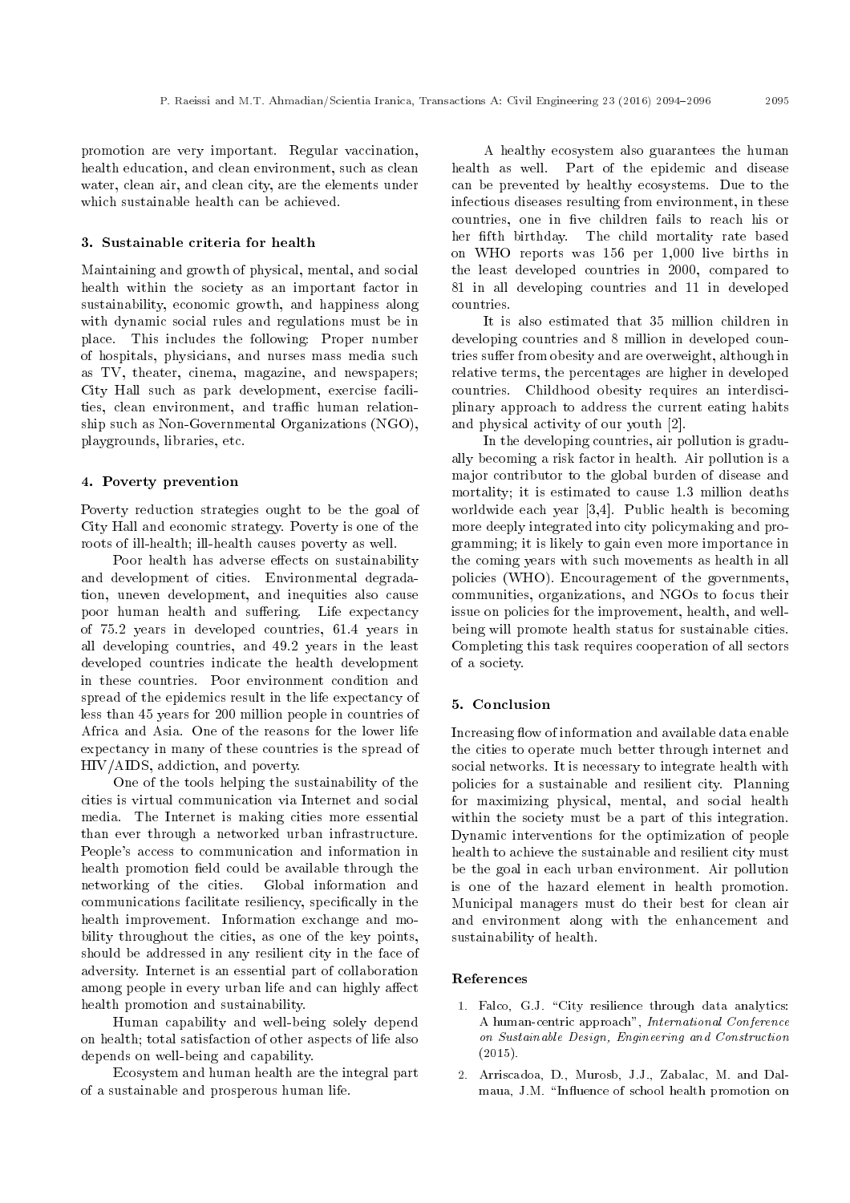promotion are very important. Regular vaccination, health education, and clean environment, such as clean water, clean air, and clean city, are the elements under which sustainable health can be achieved.

## 3. Sustainable criteria for health

Maintaining and growth of physical, mental, and social health within the society as an important factor in sustainability, economic growth, and happiness along with dynamic social rules and regulations must be in place. This includes the following: Proper number of hospitals, physicians, and nurses mass media such as TV, theater, cinema, magazine, and newspapers; City Hall such as park development, exercise facilities, clean environment, and traffic human relationship such as Non-Governmental Organizations (NGO), playgrounds, libraries, etc.

## 4. Poverty prevention

Poverty reduction strategies ought to be the goal of City Hall and economic strategy. Poverty is one of the roots of ill-health; ill-health causes poverty as well.

Poor health has adverse effects on sustainability and development of cities. Environmental degradation, uneven development, and inequities also cause poor human health and suffering. Life expectancy of 75.2 years in developed countries, 61.4 years in all developing countries, and 49.2 years in the least developed countries indicate the health development in these countries. Poor environment condition and spread of the epidemics result in the life expectancy of less than 45 years for 200 million people in countries of Africa and Asia. One of the reasons for the lower life expectancy in many of these countries is the spread of HIV/AIDS, addiction, and poverty.

One of the tools helping the sustainability of the cities is virtual communication via Internet and social media. The Internet is making cities more essential than ever through a networked urban infrastructure. People's access to communication and information in health promotion field could be available through the networking of the cities. Global information and communications facilitate resiliency, specifically in the health improvement. Information exchange and mobility throughout the cities, as one of the key points, should be addressed in any resilient city in the face of adversity. Internet is an essential part of collaboration among people in every urban life and can highly affect health promotion and sustainability.

Human capability and well-being solely depend on health; total satisfaction of other aspects of life also depends on well-being and capability.

Ecosystem and human health are the integral part of a sustainable and prosperous human life.

A healthy ecosystem also guarantees the human health as well. Part of the epidemic and disease can be prevented by healthy ecosystems. Due to the infectious diseases resulting from environment, in these countries, one in five children fails to reach his or her fifth birthday. The child mortality rate based on WHO reports was 156 per 1,000 live births in the least developed countries in 2000, compared to 81 in all developing countries and 11 in developed countries.

It is also estimated that 35 million children in developing countries and 8 million in developed countries suffer from obesity and are overweight, although in relative terms, the percentages are higher in developed countries. Childhood obesity requires an interdisciplinary approach to address the current eating habits and physical activity of our youth [2].

In the developing countries, air pollution is gradually becoming a risk factor in health. Air pollution is a major contributor to the global burden of disease and mortality; it is estimated to cause 1.3 million deaths worldwide each year [3,4]. Public health is becoming more deeply integrated into city policymaking and programming; it is likely to gain even more importance in the coming years with such movements as health in all policies (WHO). Encouragement of the governments, communities, organizations, and NGOs to focus their issue on policies for the improvement, health, and well-being will promote health status for sustainable cities. Completing this task requires cooperation of all sectors of a society.

## 5. Conclusion

Increasing flow of information and available data enable the cities to operate much better through internet and social networks. It is necessary to integrate health with policies for a sustainable and resilient city. Planning for maximizing physical, mental, and social health within the society must be a part of this integration. Dynamic interventions for the optimization of people health to achieve the sustainable and resilient city must be the goal in each urban environment. Air pollution is one of the hazard element in health promotion. Municipal managers must do their best for clean air and environment along with the enhancement and sustainability of health.

## References

1. Falco, G.J. "City resilience through data analytics: A human-centric approach", *International Conference on Sustainable Design, Engineering and Construction* (2015).
2. Arriscadoa, D., Murosb, J.J., Zabalac, M. and Dalmaua, J.M. "Influence of school health promotion on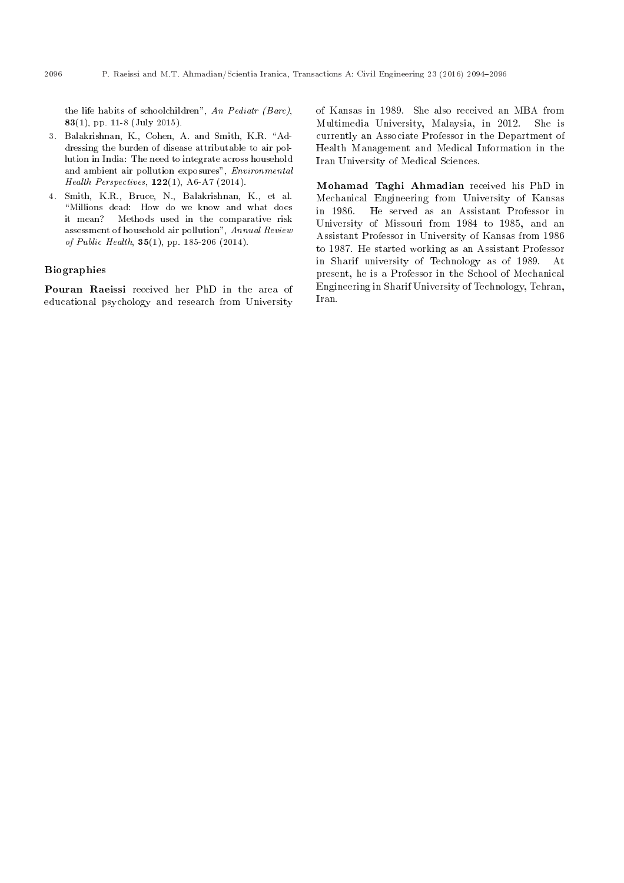the life habits of schoolchildren", *An Pediatr (Barc)*, **83**(1), pp. 11-8 (July 2015).

3. Balakrishnan, K., Cohen, A. and Smith, K.R. "Addressing the burden of disease attributable to air pollution in India: The need to integrate across household and ambient air pollution exposures", *Environmental Health Perspectives*, **122**(1), A6-A7 (2014).
4. Smith, K.R., Bruce, N., Balakrishnan, K., et al. "Millions dead: How do we know and what does it mean? Methods used in the comparative risk assessment of household air pollution", *Annual Review of Public Health*, **35**(1), pp. 185-206 (2014).

## Biographies

**Pouran Raeissi** received her PhD in the area of educational psychology and research from University of Kansas in 1989. She also received an MBA from Multimedia University, Malaysia, in 2012. She is currently an Associate Professor in the Department of Health Management and Medical Information in the Iran University of Medical Sciences.

**Mohamad Taghi Ahmadian** received his PhD in Mechanical Engineering from University of Kansas in 1986. He served as an Assistant Professor in University of Missouri from 1984 to 1985, and an Assistant Professor in University of Kansas from 1986 to 1987. He started working as an Assistant Professor in Sharif university of Technology as of 1989. At present, he is a Professor in the School of Mechanical Engineering in Sharif University of Technology, Tehran, Iran.